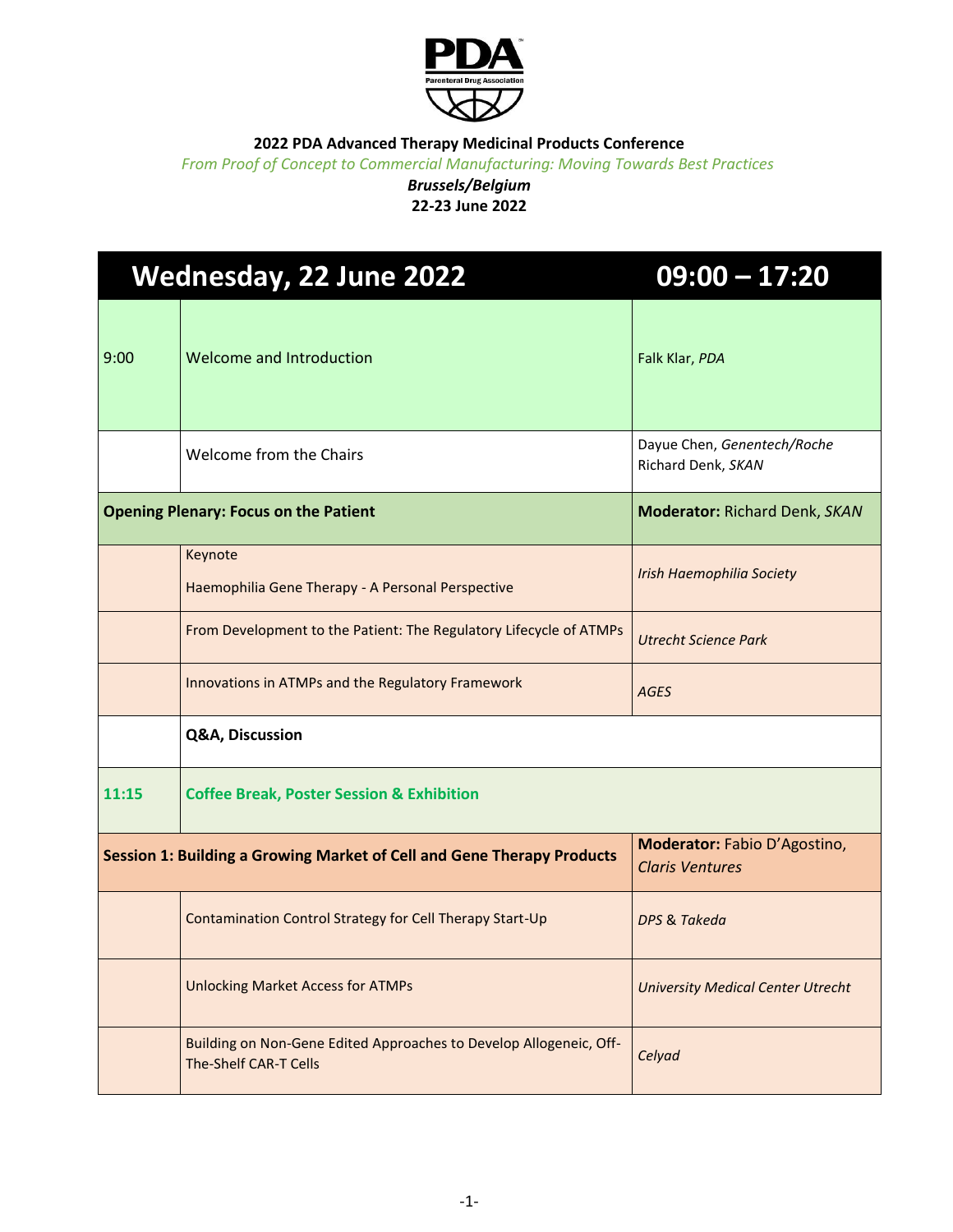**2022 PDA Advanced Therapy Medicinal Products Conference**

*From Proof of Concept to Commercial Manufacturing: Moving Towards Best Practices*

***Brussels/Belgium***

**22-23 June 2022**

| **Wednesday, 22 June 2022** | | **09:00 – 17:20** |
|---|---|---|
| 9:00 | Welcome and Introduction | Falk Klar, *PDA* |
| | Welcome from the Chairs | Dayue Chen, *Genentech/Roche*<br>Richard Denk, *SKAN* |
| **Opening Plenary: Focus on the Patient** | | **Moderator:** Richard Denk, *SKAN* |
| | Keynote<br>Haemophilia Gene Therapy - A Personal Perspective | *Irish Haemophilia Society* |
| | From Development to the Patient: The Regulatory Lifecycle of ATMPs | *Utrecht Science Park* |
| | Innovations in ATMPs and the Regulatory Framework | *AGES* |
| | **Q&A, Discussion** | |
| **11:15** | **Coffee Break, Poster Session & Exhibition** | |
| **Session 1: Building a Growing Market of Cell and Gene Therapy Products** | | **Moderator:** Fabio D'Agostino, *Claris Ventures* |
| | Contamination Control Strategy for Cell Therapy Start-Up | *DPS* & *Takeda* |
| | Unlocking Market Access for ATMPs | *University Medical Center Utrecht* |
| | Building on Non-Gene Edited Approaches to Develop Allogeneic, Off-The-Shelf CAR-T Cells | *Celyad* |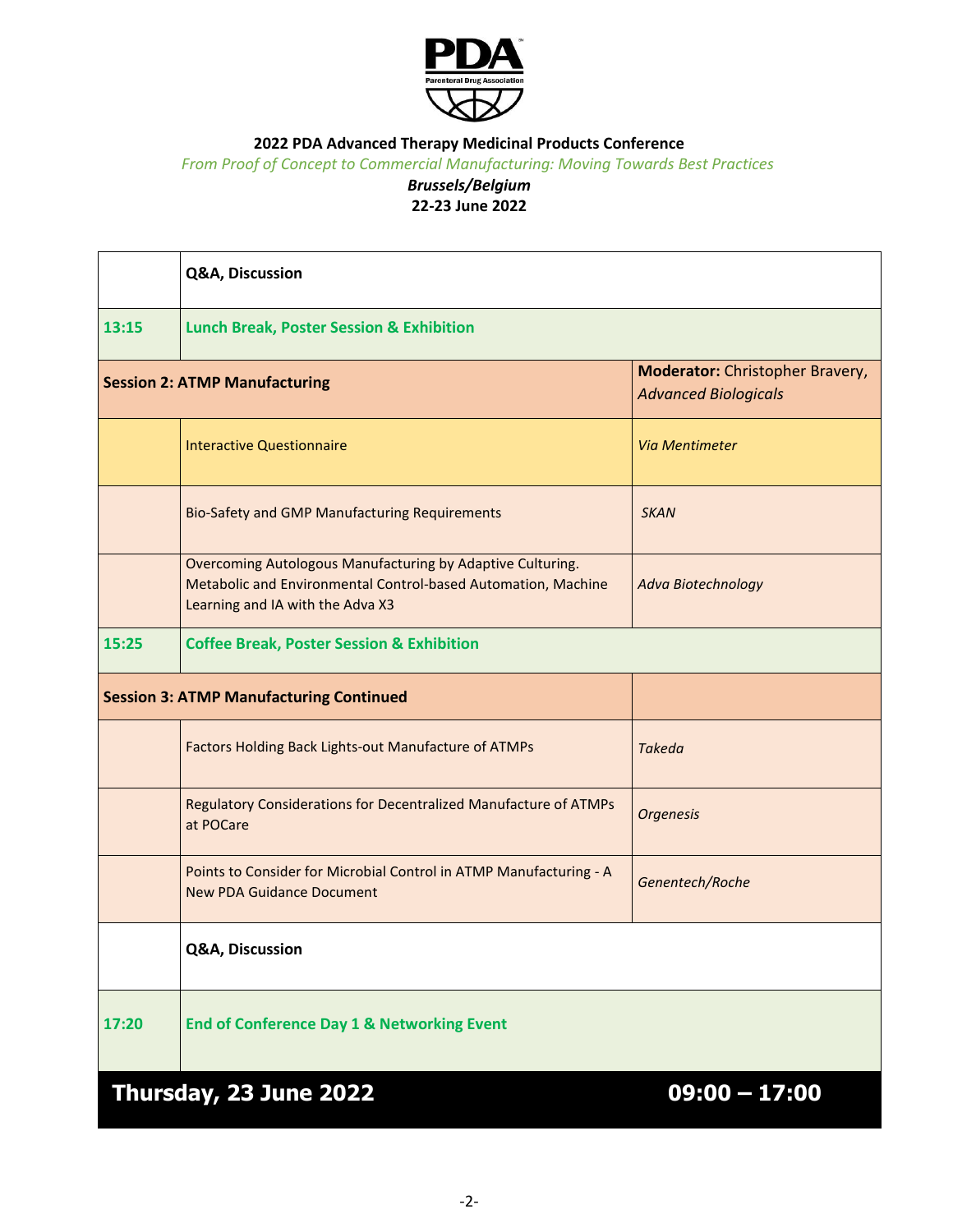**2022 PDA Advanced Therapy Medicinal Products Conference**

*From Proof of Concept to Commercial Manufacturing: Moving Towards Best Practices*

***Brussels/Belgium***

**22-23 June 2022**

| | | |
|---|---|---|
| | **Q&A, Discussion** | |
| **13:15** | **Lunch Break, Poster Session & Exhibition** | |
| **Session 2: ATMP Manufacturing** | | **Moderator:** Christopher Bravery, *Advanced Biologicals* |
| | Interactive Questionnaire | *Via Mentimeter* |
| | Bio-Safety and GMP Manufacturing Requirements | *SKAN* |
| | Overcoming Autologous Manufacturing by Adaptive Culturing. Metabolic and Environmental Control-based Automation, Machine Learning and IA with the Adva X3 | *Adva Biotechnology* |
| **15:25** | **Coffee Break, Poster Session & Exhibition** | |
| **Session 3: ATMP Manufacturing Continued** | | |
| | Factors Holding Back Lights-out Manufacture of ATMPs | *Takeda* |
| | Regulatory Considerations for Decentralized Manufacture of ATMPs at POCare | *Orgenesis* |
| | Points to Consider for Microbial Control in ATMP Manufacturing - A New PDA Guidance Document | *Genentech/Roche* |
| | **Q&A, Discussion** | |
| **17:20** | **End of Conference Day 1 & Networking Event** | |

## Thursday, 23 June 2022 09:00 – 17:00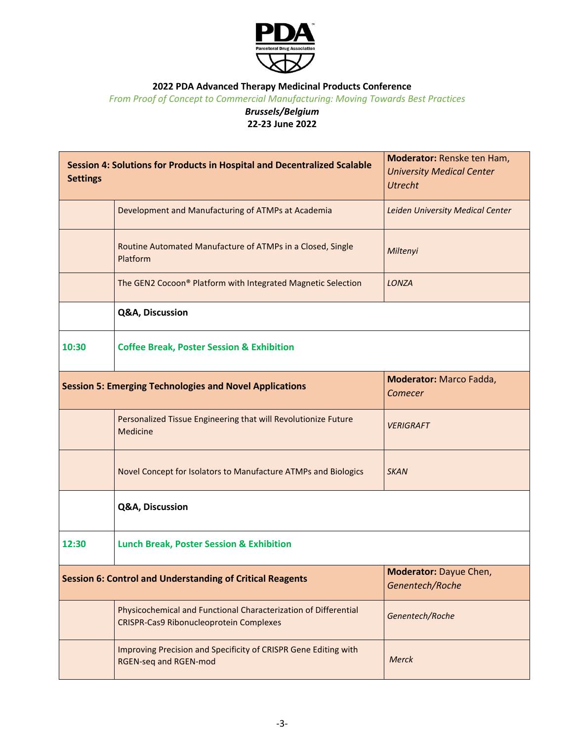**2022 PDA Advanced Therapy Medicinal Products Conference**

*From Proof of Concept to Commercial Manufacturing: Moving Towards Best Practices*

***Brussels/Belgium***

**22-23 June 2022**

| | | |
|---|---|---|
| **Session 4: Solutions for Products in Hospital and Decentralized Scalable Settings** | | **Moderator:** Renske ten Ham, *University Medical Center Utrecht* |
| | Development and Manufacturing of ATMPs at Academia | *Leiden University Medical Center* |
| | Routine Automated Manufacture of ATMPs in a Closed, Single Platform | *Miltenyi* |
| | The GEN2 Cocoon® Platform with Integrated Magnetic Selection | *LONZA* |
| | **Q&A, Discussion** | |
| **10:30** | **Coffee Break, Poster Session & Exhibition** | |
| **Session 5: Emerging Technologies and Novel Applications** | | **Moderator:** Marco Fadda, *Comecer* |
| | Personalized Tissue Engineering that will Revolutionize Future Medicine | *VERIGRAFT* |
| | Novel Concept for Isolators to Manufacture ATMPs and Biologics | *SKAN* |
| | **Q&A, Discussion** | |
| **12:30** | **Lunch Break, Poster Session & Exhibition** | |
| **Session 6: Control and Understanding of Critical Reagents** | | **Moderator:** Dayue Chen, *Genentech/Roche* |
| | Physicochemical and Functional Characterization of Differential CRISPR-Cas9 Ribonucleoprotein Complexes | *Genentech/Roche* |
| | Improving Precision and Specificity of CRISPR Gene Editing with RGEN-seq and RGEN-mod | *Merck* |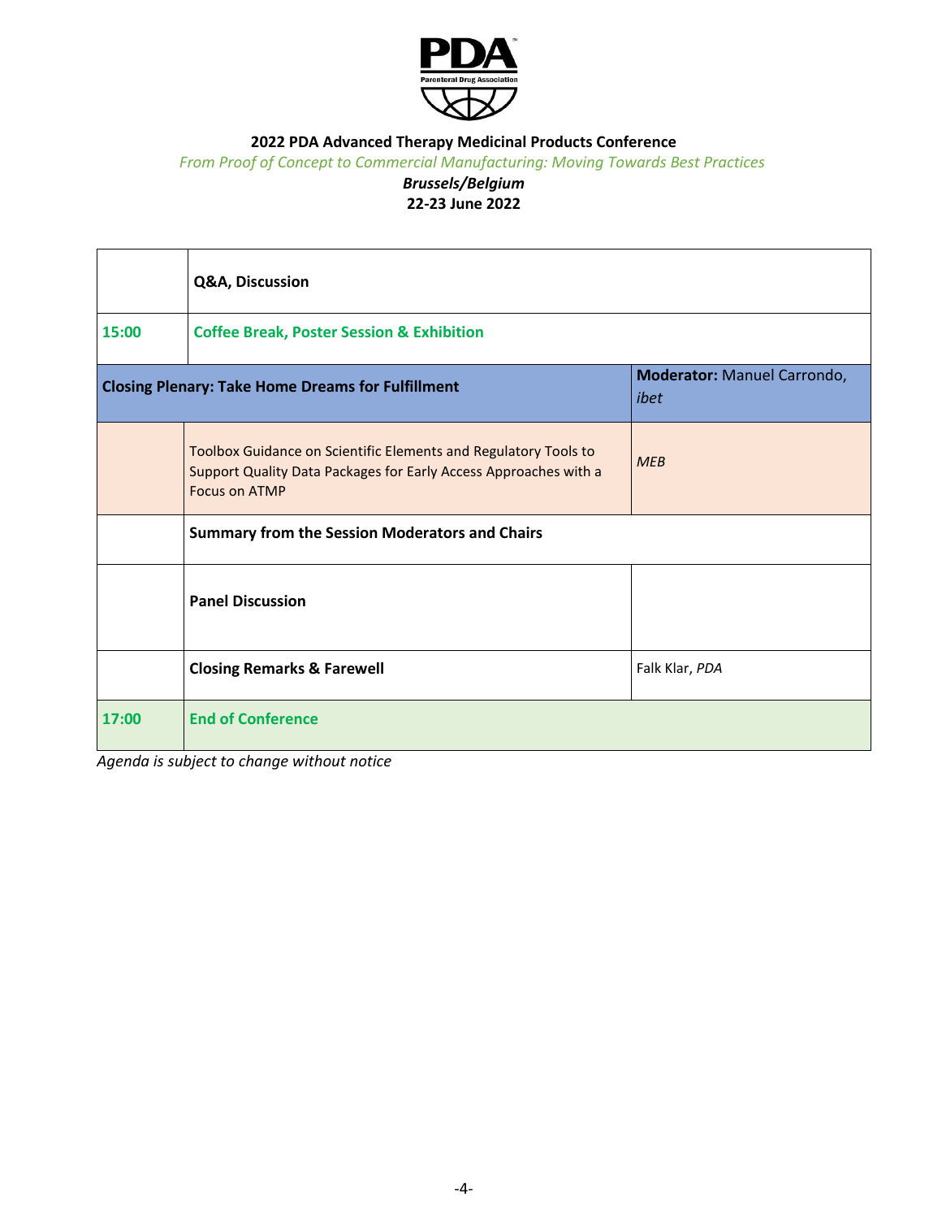**2022 PDA Advanced Therapy Medicinal Products Conference**

*From Proof of Concept to Commercial Manufacturing: Moving Towards Best Practices*

***Brussels/Belgium***

**22-23 June 2022**

| | | |
|---|---|---|
| | **Q&A, Discussion** | |
| **15:00** | **Coffee Break, Poster Session & Exhibition** | |
| **Closing Plenary: Take Home Dreams for Fulfillment** | | **Moderator:** Manuel Carrondo, *ibet* |
| | Toolbox Guidance on Scientific Elements and Regulatory Tools to Support Quality Data Packages for Early Access Approaches with a Focus on ATMP | *MEB* |
| | **Summary from the Session Moderators and Chairs** | |
| | **Panel Discussion** | |
| | **Closing Remarks & Farewell** | Falk Klar, *PDA* |
| **17:00** | **End of Conference** | |

*Agenda is subject to change without notice*